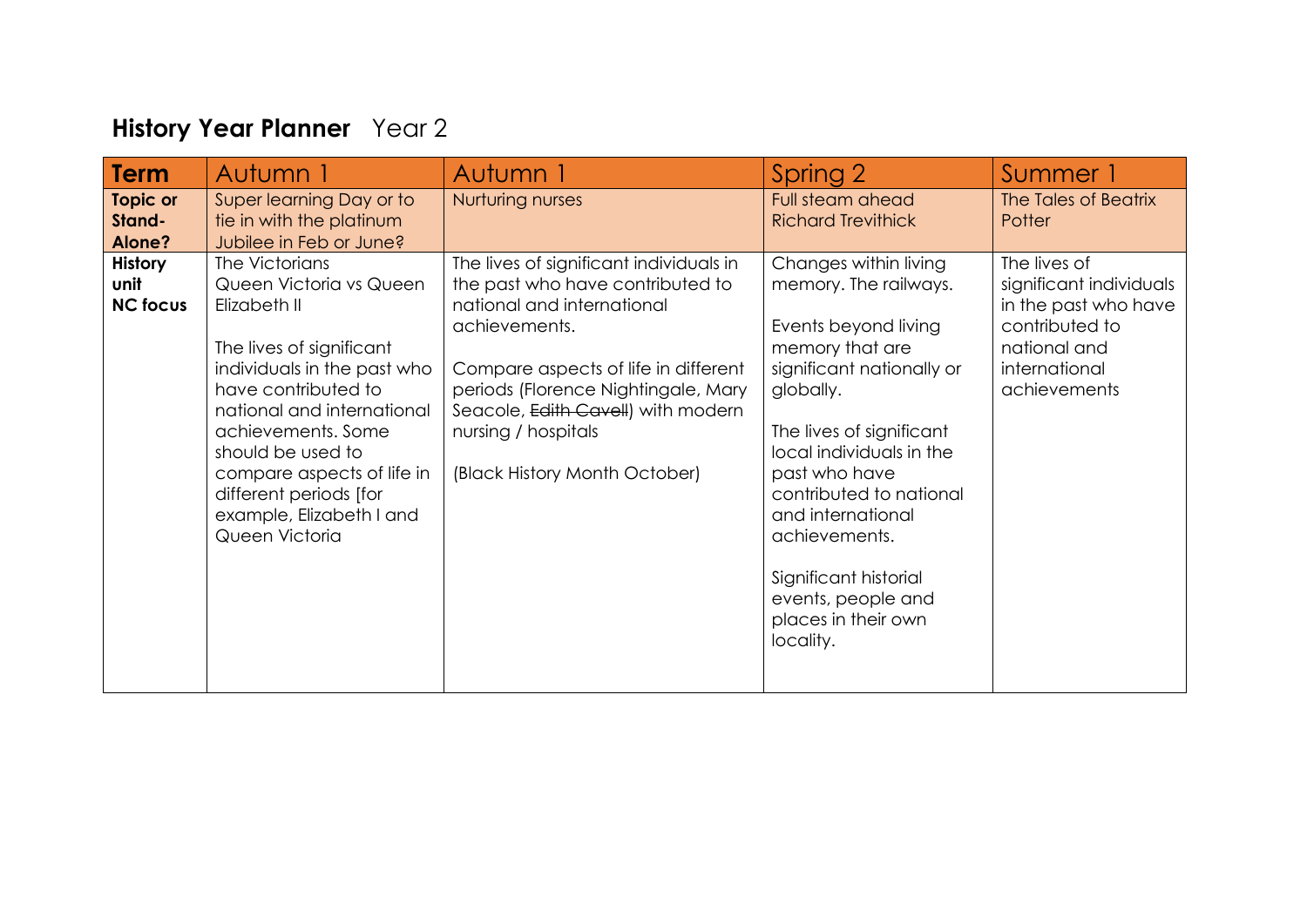# **History Year Planner** Year 2

| **Term** | Autumn 1 | Autumn 1 | Spring 2 | Summer 1 |
|---|---|---|---|---|
| **Topic or Stand-Alone?** | Super learning Day or to tie in with the platinum Jubilee in Feb or June? | Nurturing nurses | Full steam ahead Richard Trevithick | The Tales of Beatrix Potter |
| **History unit NC focus** | The Victorians Queen Victoria vs Queen Elizabeth II<br><br>The lives of significant individuals in the past who have contributed to national and international achievements. Some should be used to compare aspects of life in different periods [for example, Elizabeth I and Queen Victoria | The lives of significant individuals in the past who have contributed to national and international achievements.<br><br>Compare aspects of life in different periods (Florence Nightingale, Mary Seacole, ~~Edith Cavell~~) with modern nursing / hospitals<br><br>(Black History Month October) | Changes within living memory. The railways.<br><br>Events beyond living memory that are significant nationally or globally.<br><br>The lives of significant local individuals in the past who have contributed to national and international achievements.<br><br>Significant historial events, people and places in their own locality. | The lives of significant individuals in the past who have contributed to national and international achievements |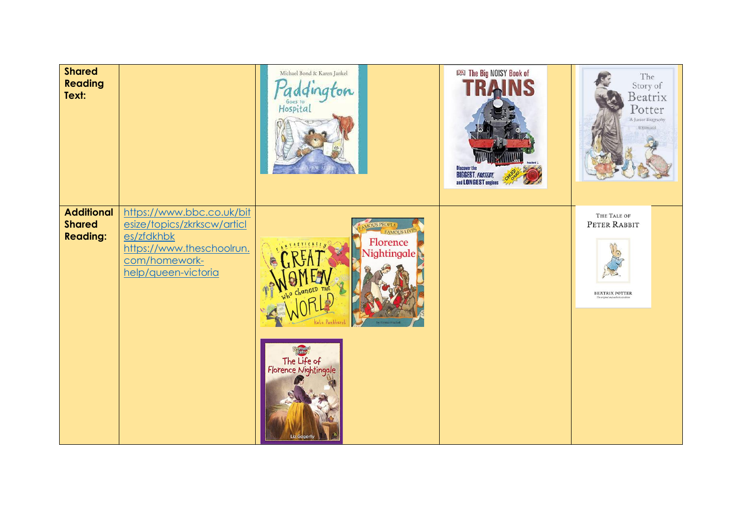| **Shared Reading Text:** | | Michael Bond & Karen Jankel *Paddington Goes to Hospital* | The Big NOISY Book of TRAINS | The Story of Beatrix Potter: A Junior Biography |
|---|---|---|---|---|
| **Additional Shared Reading:** | https://www.bbc.co.uk/bitesize/topics/zkrkscw/articles/zfdkhbk https://www.theschoolrun.com/homework-help/queen-victoria | Fantastically Great Women Who Changed the World (Kate Pankhurst); Famous People Famous Lives: Florence Nightingale; The Life of Florence Nightingale (Liz Gogerly) | | The Tale of Peter Rabbit (Beatrix Potter) |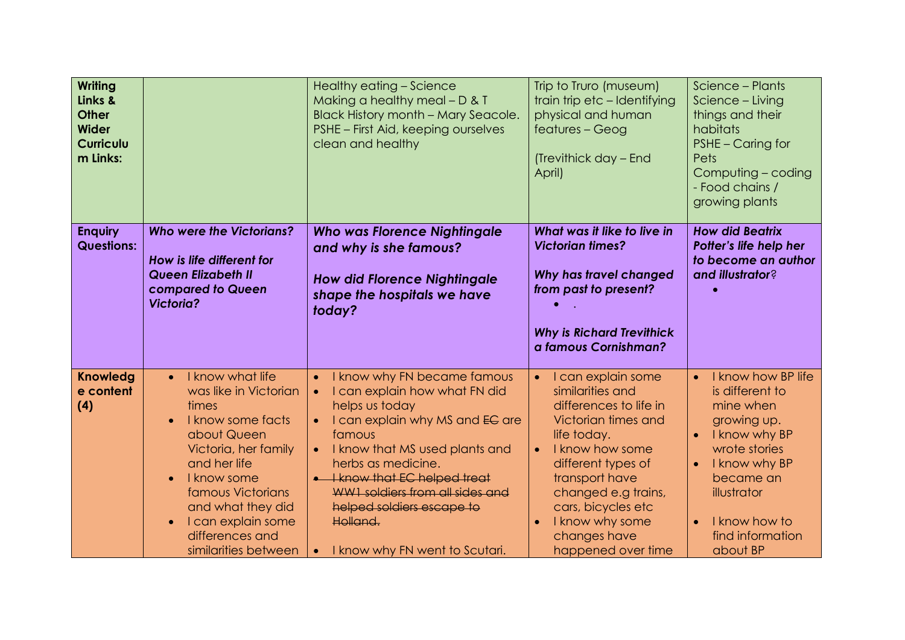| **Writing Links & Other Wider Curriculum Links:** | | Healthy eating – Science<br>Making a healthy meal – D & T<br>Black History month – Mary Seacole.<br>PSHE – First Aid, keeping ourselves clean and healthy | Trip to Truro (museum) train trip etc – Identifying physical and human features – Geog<br><br>(Trevithick day – End April) | Science – Plants<br>Science – Living things and their habitats<br>PSHE – Caring for Pets<br>Computing – coding - Food chains / growing plants |
|---|---|---|---|---|
| **Enquiry Questions:** | ***Who were the Victorians?***<br><br>***How is life different for Queen Elizabeth II compared to Queen Victoria?*** | ***Who was Florence Nightingale and why is she famous?***<br><br>***How did Florence Nightingale shape the hospitals we have today?*** | ***What was it like to live in Victorian times?***<br><br>***Why has travel changed from past to present?***<br>• .<br><br>***Why is Richard Trevithick a famous Cornishman?*** | ***How did Beatrix Potter's life help her to become an author and illustrator?***<br>• |
| **Knowledge content (4)** | • I know what life was like in Victorian times<br>• I know some facts about Queen Victoria, her family and her life<br>• I know some famous Victorians and what they did<br>• I can explain some differences and similarities between | • I know why FN became famous<br>• I can explain how what FN did helps us today<br>• I can explain why MS and ~~EC~~ are famous<br>• I know that MS used plants and herbs as medicine.<br>• ~~I know that EC helped treat WW1 soldiers from all sides and helped soldiers escape to Holland.~~<br><br>• I know why FN went to Scutari. | • I can explain some similarities and differences to life in Victorian times and life today.<br>• I know how some different types of transport have changed e.g trains, cars, bicycles etc<br>• I know why some changes have happened over time | • I know how BP life is different to mine when growing up.<br>• I know why BP wrote stories<br>• I know why BP became an illustrator<br><br>• I know how to find information about BP |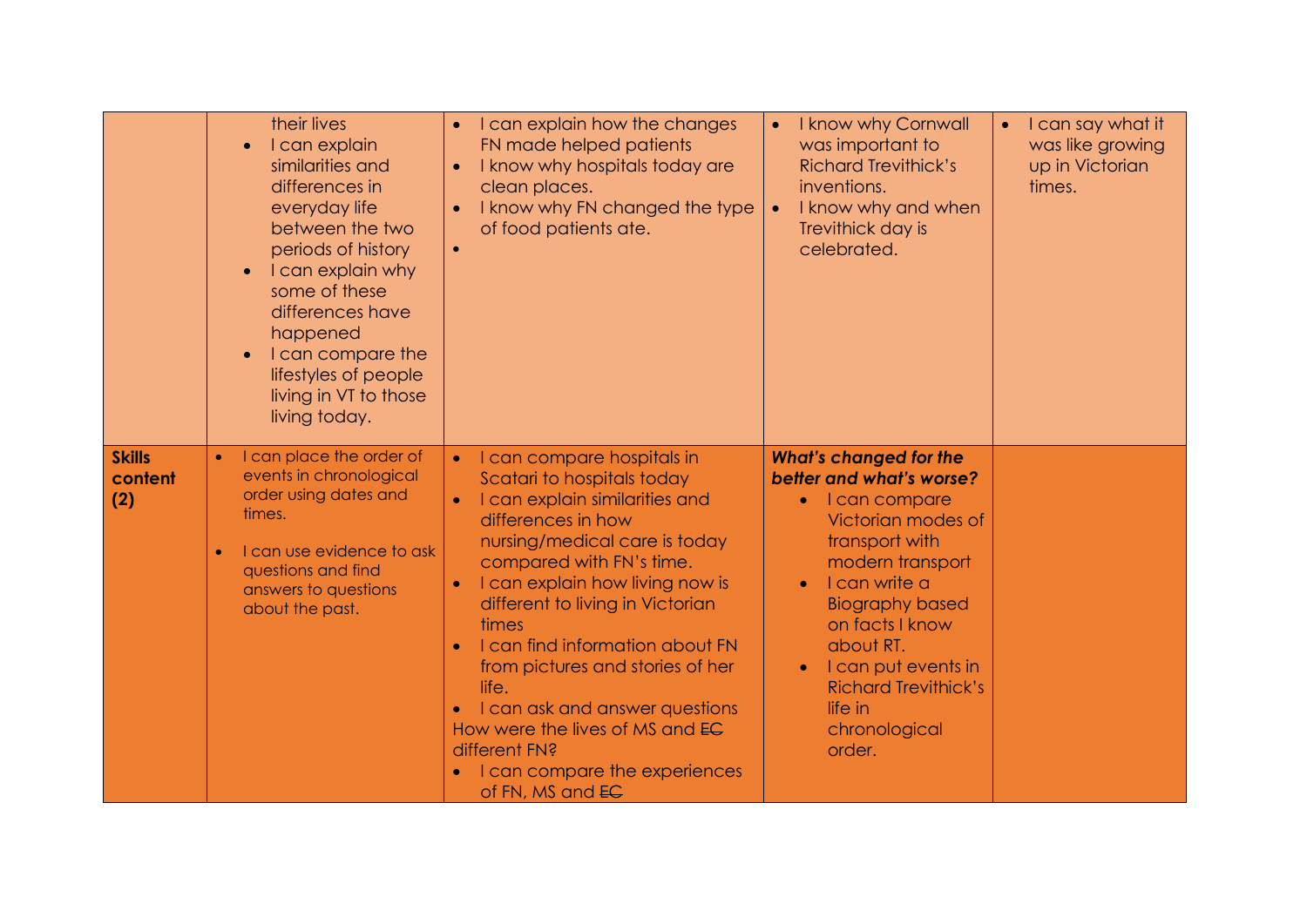| | | | | |
|---|---|---|---|---|
| | their lives<br>• I can explain similarities and differences in everyday life between the two periods of history<br>• I can explain why some of these differences have happened<br>• I can compare the lifestyles of people living in VT to those living today. | • I can explain how the changes FN made helped patients<br>• I know why hospitals today are clean places.<br>• I know why FN changed the type of food patients ate.<br>• | • I know why Cornwall was important to Richard Trevithick's inventions.<br>• I know why and when Trevithick day is celebrated. | • I can say what it was like growing up in Victorian times. |
| **Skills content (2)** | • I can place the order of events in chronological order using dates and times.<br>• I can use evidence to ask questions and find answers to questions about the past. | • I can compare hospitals in Scatari to hospitals today<br>• I can explain similarities and differences in how nursing/medical care is today compared with FN's time.<br>• I can explain how living now is different to living in Victorian times<br>• I can find information about FN from pictures and stories of her life.<br>• I can ask and answer questions How were the lives of MS and ~~EC~~ different FN?<br>• I can compare the experiences of FN, MS and ~~EC~~ | ***What's changed for the better and what's worse?***<br>• I can compare Victorian modes of transport with modern transport<br>• I can write a Biography based on facts I know about RT.<br>• I can put events in Richard Trevithick's life in chronological order. | |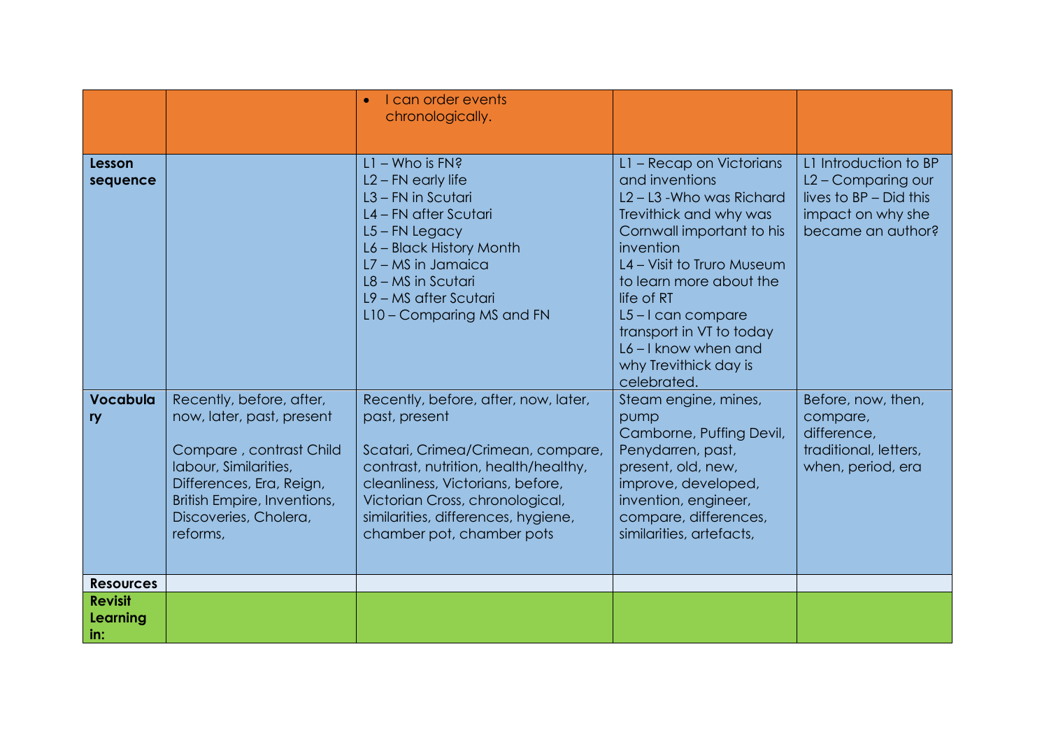| | | | | |
|---|---|---|---|---|
| | | • I can order events chronologically. | | |
| **Lesson sequence** | | L1 – Who is FN?<br>L2 – FN early life<br>L3 – FN in Scutari<br>L4 – FN after Scutari<br>L5 – FN Legacy<br>L6 – Black History Month<br>L7 – MS in Jamaica<br>L8 – MS in Scutari<br>L9 – MS after Scutari<br>L10 – Comparing MS and FN | L1 – Recap on Victorians and inventions<br>L2 – L3 -Who was Richard Trevithick and why was Cornwall important to his invention<br>L4 – Visit to Truro Museum to learn more about the life of RT<br>L5 – I can compare transport in VT to today<br>L6 – I know when and why Trevithick day is celebrated. | L1 Introduction to BP<br>L2 – Comparing our lives to BP – Did this impact on why she became an author? |
| **Vocabulary** | Recently, before, after, now, later, past, present<br><br>Compare , contrast Child labour, Similarities, Differences, Era, Reign, British Empire, Inventions, Discoveries, Cholera, reforms, | Recently, before, after, now, later, past, present<br><br>Scatari, Crimea/Crimean, compare, contrast, nutrition, health/healthy, cleanliness, Victorians, before, Victorian Cross, chronological, similarities, differences, hygiene, chamber pot, chamber pots | Steam engine, mines, pump<br>Camborne, Puffing Devil, Penydarren, past, present, old, new, improve, developed, invention, engineer, compare, differences, similarities, artefacts, | Before, now, then, compare, difference, traditional, letters, when, period, era |
| **Resources** | | | | |
| **Revisit Learning in:** | | | | |